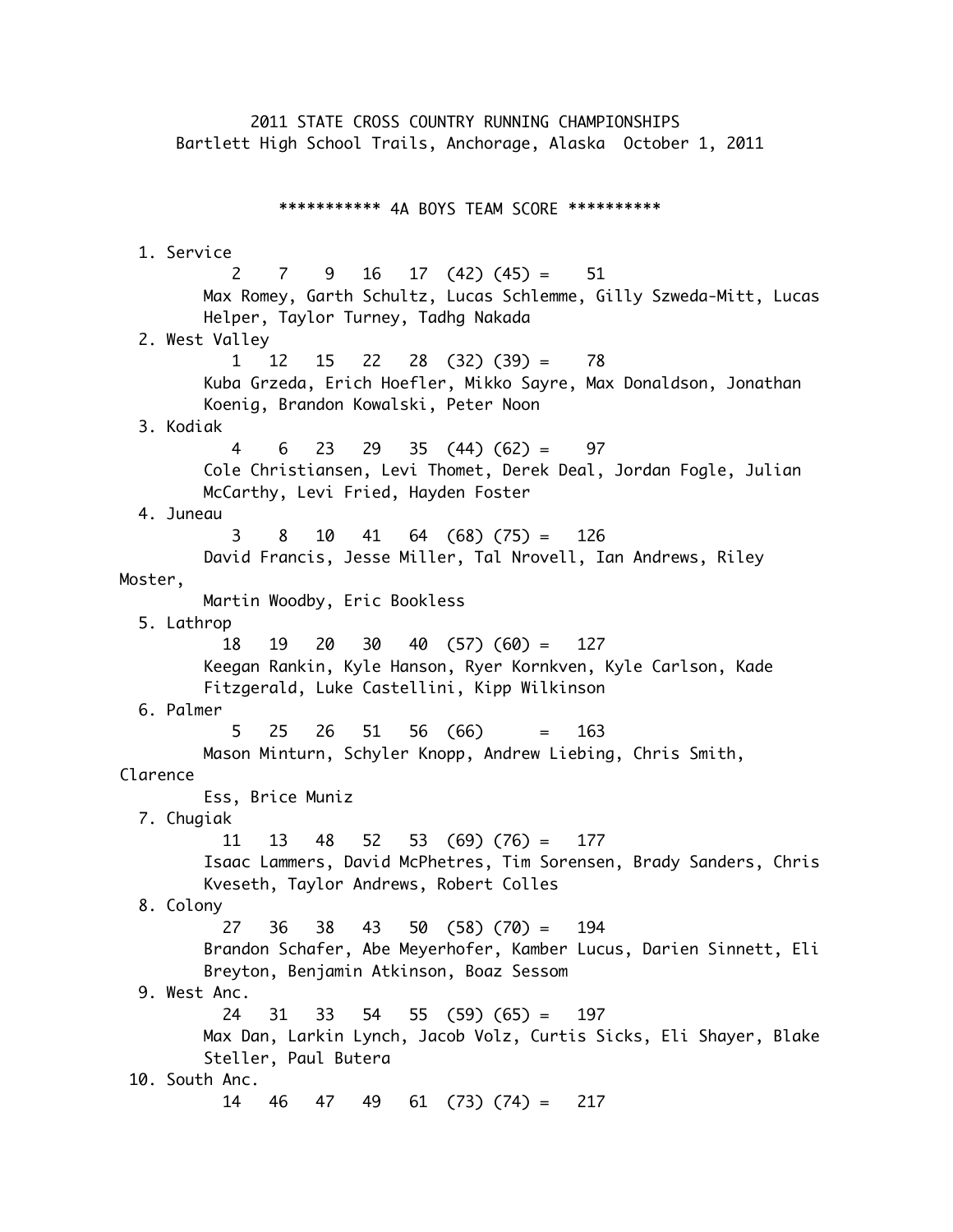# 2011 STATE CROSS COUNTRY RUNNING CHAMPIONSHIPS

Bartlett High School Trails, Anchorage, Alaska October 1, 2011

## *********** 4A BOYS TEAM SCORE **********

1. Service
   2 7 9 16 17 (42) (45) = 51
   Max Romey, Garth Schultz, Lucas Schlemme, Gilly Szweda-Mitt, Lucas Helper, Taylor Turney, Tadhg Nakada
2. West Valley
   1 12 15 22 28 (32) (39) = 78
   Kuba Grzeda, Erich Hoefler, Mikko Sayre, Max Donaldson, Jonathan Koenig, Brandon Kowalski, Peter Noon
3. Kodiak
   4 6 23 29 35 (44) (62) = 97
   Cole Christiansen, Levi Thomet, Derek Deal, Jordan Fogle, Julian McCarthy, Levi Fried, Hayden Foster
4. Juneau
   3 8 10 41 64 (68) (75) = 126
   David Francis, Jesse Miller, Tal Nrovell, Ian Andrews, Riley Moster,
   Martin Woodby, Eric Bookless
5. Lathrop
   18 19 20 30 40 (57) (60) = 127
   Keegan Rankin, Kyle Hanson, Ryer Kornkven, Kyle Carlson, Kade Fitzgerald, Luke Castellini, Kipp Wilkinson
6. Palmer
   5 25 26 51 56 (66) = 163
   Mason Minturn, Schyler Knopp, Andrew Liebing, Chris Smith, Clarence
   Ess, Brice Muniz
7. Chugiak
   11 13 48 52 53 (69) (76) = 177
   Isaac Lammers, David McPhetres, Tim Sorensen, Brady Sanders, Chris Kveseth, Taylor Andrews, Robert Colles
8. Colony
   27 36 38 43 50 (58) (70) = 194
   Brandon Schafer, Abe Meyerhofer, Kamber Lucus, Darien Sinnett, Eli Breyton, Benjamin Atkinson, Boaz Sessom
9. West Anc.
   24 31 33 54 55 (59) (65) = 197
   Max Dan, Larkin Lynch, Jacob Volz, Curtis Sicks, Eli Shayer, Blake Steller, Paul Butera
10. South Anc.
    14 46 47 49 61 (73) (74) = 217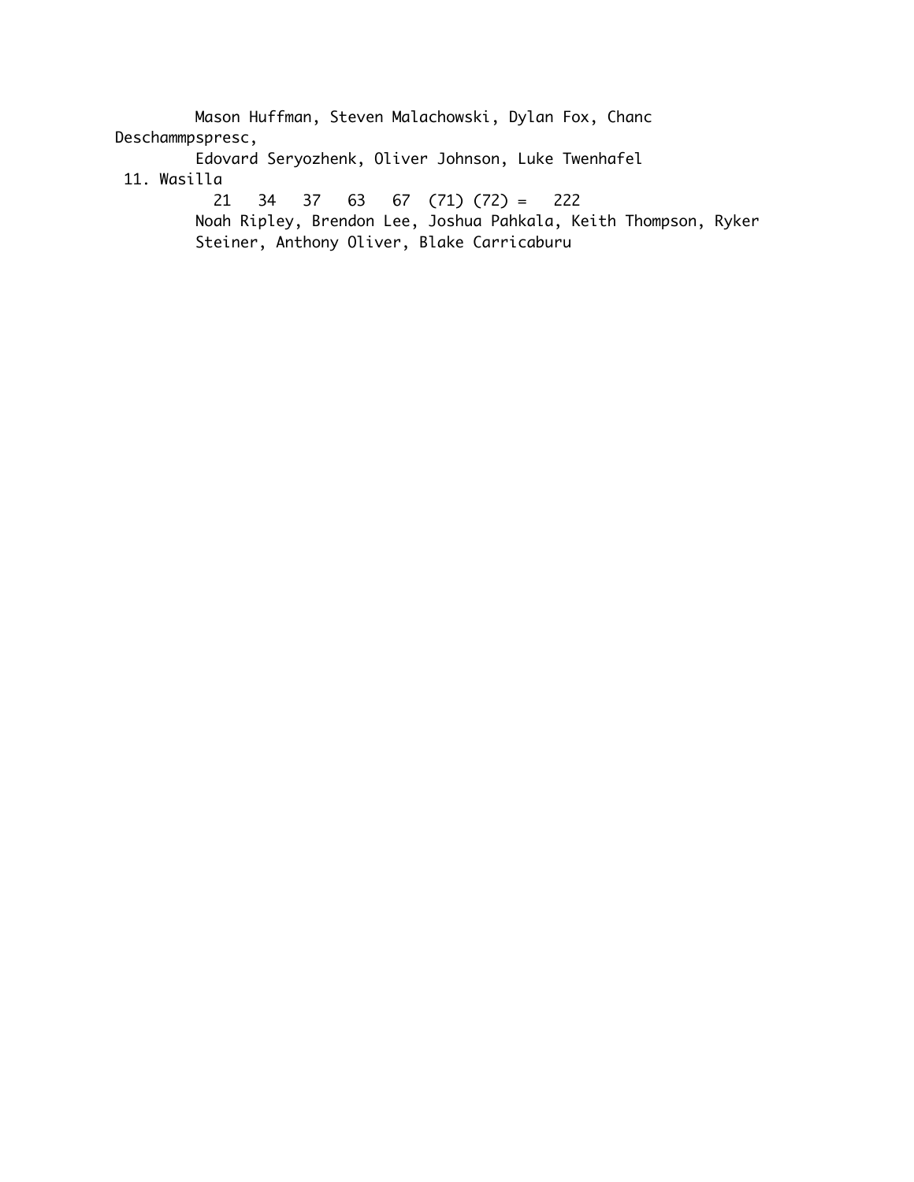Mason Huffman, Steven Malachowski, Dylan Fox, Chanc
Deschammpspresc,
Edovard Seryozhenk, Oliver Johnson, Luke Twenhafel

11. Wasilla
21 34 37 63 67 (71) (72) = 222
Noah Ripley, Brendon Lee, Joshua Pahkala, Keith Thompson, Ryker
Steiner, Anthony Oliver, Blake Carricaburu